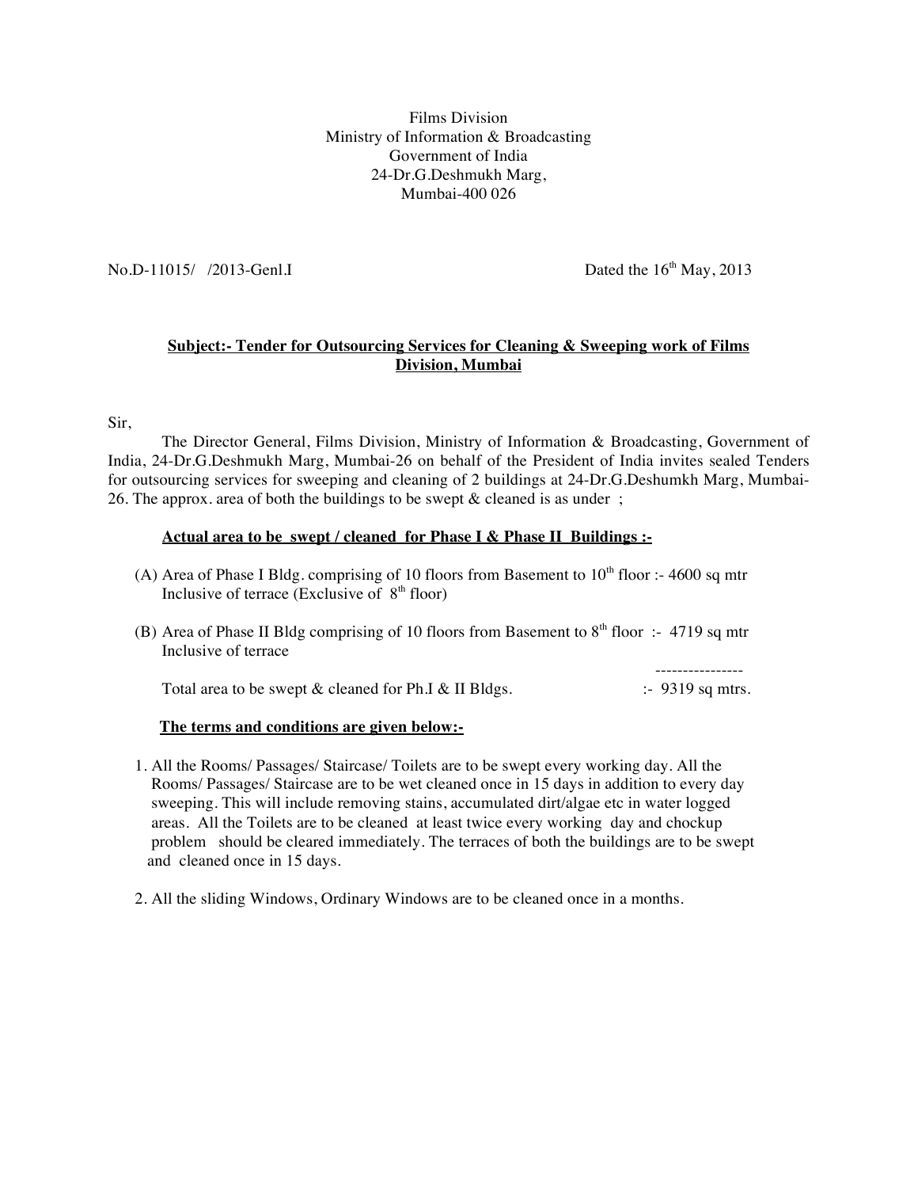Films Division
Ministry of Information & Broadcasting
Government of India
24-Dr.G.Deshmukh Marg,
Mumbai-400 026

No.D-11015/ /2013-Genl.I

Dated the 16th May, 2013

**Subject:- Tender for Outsourcing Services for Cleaning & Sweeping work of Films Division, Mumbai**

Sir,

The Director General, Films Division, Ministry of Information & Broadcasting, Government of India, 24-Dr.G.Deshmukh Marg, Mumbai-26 on behalf of the President of India invites sealed Tenders for outsourcing services for sweeping and cleaning of 2 buildings at 24-Dr.G.Deshumkh Marg, Mumbai-26. The approx. area of both the buildings to be swept & cleaned is as under ;

**Actual area to be swept / cleaned for Phase I & Phase II Buildings :-**

(A) Area of Phase I Bldg. comprising of 10 floors from Basement to 10th floor :- 4600 sq mtr Inclusive of terrace (Exclusive of 8th floor)

(B) Area of Phase II Bldg comprising of 10 floors from Basement to 8th floor :- 4719 sq mtr Inclusive of terrace

Total area to be swept & cleaned for Ph.I & II Bldgs. :- 9319 sq mtrs.

**The terms and conditions are given below:-**

1. All the Rooms/ Passages/ Staircase/ Toilets are to be swept every working day. All the Rooms/ Passages/ Staircase are to be wet cleaned once in 15 days in addition to every day sweeping. This will include removing stains, accumulated dirt/algae etc in water logged areas. All the Toilets are to be cleaned at least twice every working day and chockup problem should be cleared immediately. The terraces of both the buildings are to be swept and cleaned once in 15 days.

2. All the sliding Windows, Ordinary Windows are to be cleaned once in a months.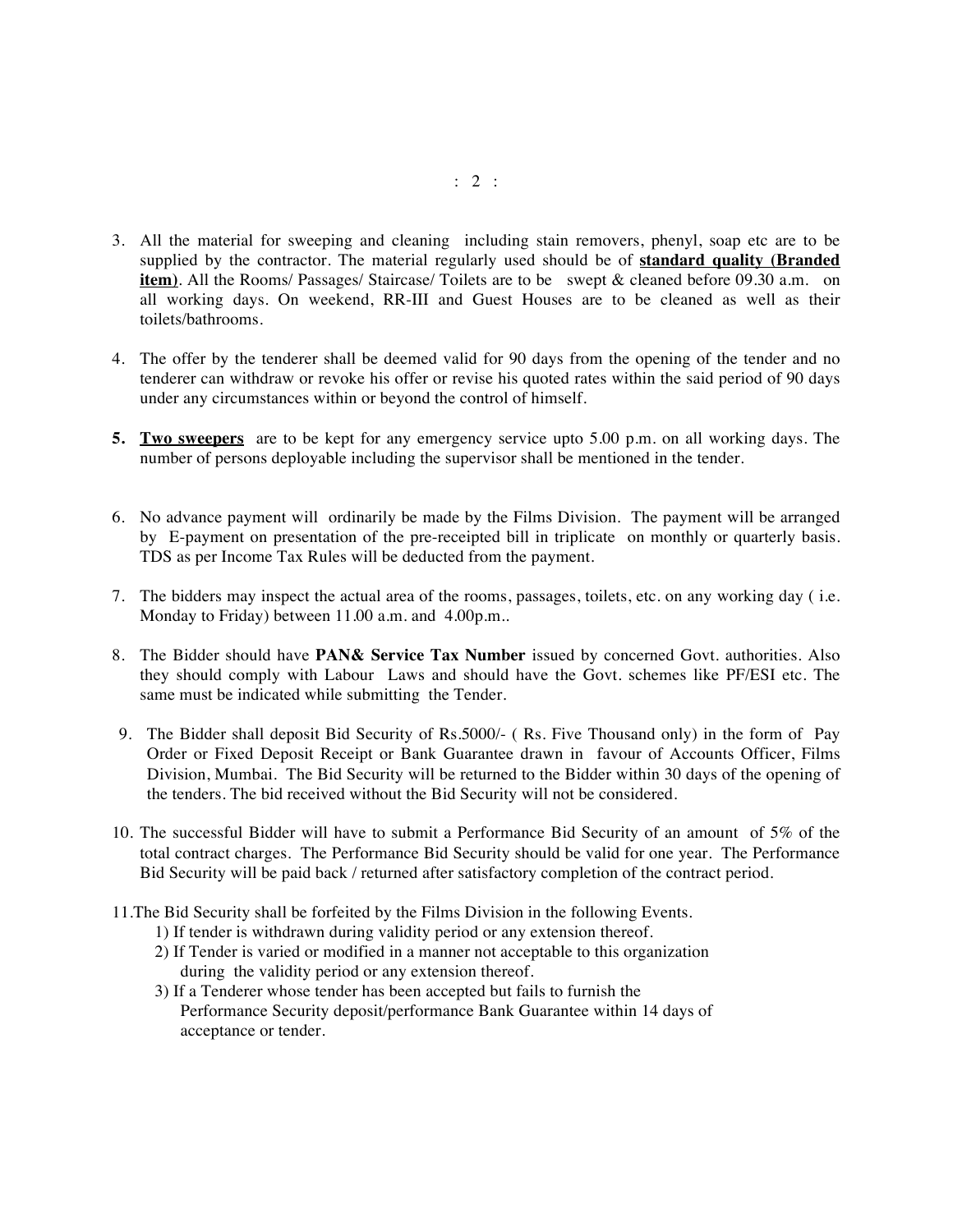3. All the material for sweeping and cleaning including stain removers, phenyl, soap etc are to be supplied by the contractor. The material regularly used should be of **standard quality (Branded item)**. All the Rooms/ Passages/ Staircase/ Toilets are to be swept & cleaned before 09.30 a.m. on all working days. On weekend, RR-III and Guest Houses are to be cleaned as well as their toilets/bathrooms.

4. The offer by the tenderer shall be deemed valid for 90 days from the opening of the tender and no tenderer can withdraw or revoke his offer or revise his quoted rates within the said period of 90 days under any circumstances within or beyond the control of himself.

5. **Two sweepers** are to be kept for any emergency service upto 5.00 p.m. on all working days. The number of persons deployable including the supervisor shall be mentioned in the tender.

6. No advance payment will ordinarily be made by the Films Division. The payment will be arranged by E-payment on presentation of the pre-receipted bill in triplicate on monthly or quarterly basis. TDS as per Income Tax Rules will be deducted from the payment.

7. The bidders may inspect the actual area of the rooms, passages, toilets, etc. on any working day ( i.e. Monday to Friday) between 11.00 a.m. and 4.00p.m..

8. The Bidder should have **PAN& Service Tax Number** issued by concerned Govt. authorities. Also they should comply with Labour Laws and should have the Govt. schemes like PF/ESI etc. The same must be indicated while submitting the Tender.

9. The Bidder shall deposit Bid Security of Rs.5000/- ( Rs. Five Thousand only) in the form of Pay Order or Fixed Deposit Receipt or Bank Guarantee drawn in favour of Accounts Officer, Films Division, Mumbai. The Bid Security will be returned to the Bidder within 30 days of the opening of the tenders. The bid received without the Bid Security will not be considered.

10. The successful Bidder will have to submit a Performance Bid Security of an amount of 5% of the total contract charges. The Performance Bid Security should be valid for one year. The Performance Bid Security will be paid back / returned after satisfactory completion of the contract period.

11. The Bid Security shall be forfeited by the Films Division in the following Events.
    1) If tender is withdrawn during validity period or any extension thereof.
    2) If Tender is varied or modified in a manner not acceptable to this organization during the validity period or any extension thereof.
    3) If a Tenderer whose tender has been accepted but fails to furnish the Performance Security deposit/performance Bank Guarantee within 14 days of acceptance or tender.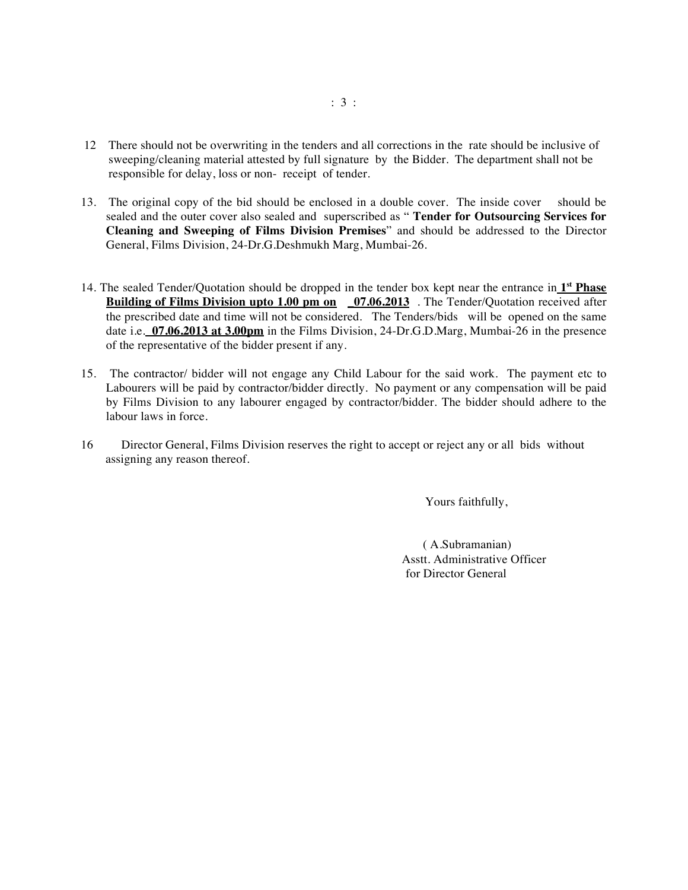12. There should not be overwriting in the tenders and all corrections in the rate should be inclusive of sweeping/cleaning material attested by full signature by the Bidder. The department shall not be responsible for delay, loss or non- receipt of tender.

13. The original copy of the bid should be enclosed in a double cover. The inside cover should be sealed and the outer cover also sealed and superscribed as " **Tender for Outsourcing Services for Cleaning and Sweeping of Films Division Premises**" and should be addressed to the Director General, Films Division, 24-Dr.G.Deshmukh Marg, Mumbai-26.

14. The sealed Tender/Quotation should be dropped in the tender box kept near the entrance in **1st Phase Building of Films Division upto 1.00 pm on 07.06.2013** . The Tender/Quotation received after the prescribed date and time will not be considered. The Tenders/bids will be opened on the same date i.e. **07.06.2013 at 3.00pm** in the Films Division, 24-Dr.G.D.Marg, Mumbai-26 in the presence of the representative of the bidder present if any.

15. The contractor/ bidder will not engage any Child Labour for the said work. The payment etc to Labourers will be paid by contractor/bidder directly. No payment or any compensation will be paid by Films Division to any labourer engaged by contractor/bidder. The bidder should adhere to the labour laws in force.

16. Director General, Films Division reserves the right to accept or reject any or all bids without assigning any reason thereof.

Yours faithfully,

( A.Subramanian)
Asstt. Administrative Officer
for Director General